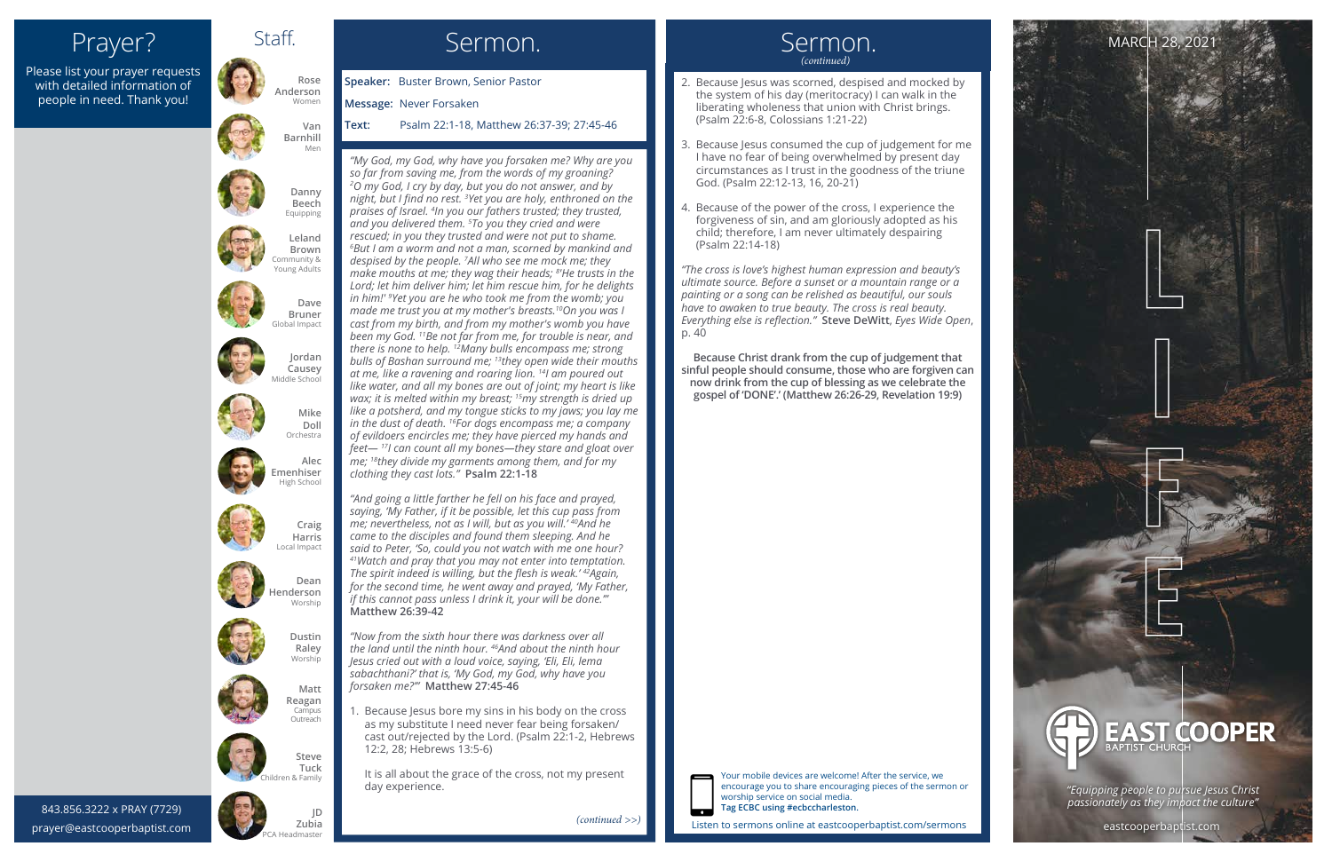## Prayer?

Please list your prayer requests with detailed information of people in need. Thank you!

843.856.3222 x PRAY (7729)
prayer@eastcooperbaptist.com

## Staff.

Rose Anderson
Women

Van Barnhill
Men

Danny Beech
Equipping

Leland Brown
Community & Young Adults

Dave Bruner
Global Impact

Jordan Causey
Middle School

Mike Doll
Orchestra

Alec Emenhiser
High School

Craig Harris
Local Impact

Dean Henderson
Worship

Dustin Raley
Worship

Matt Reagan
Campus Outreach

Steve Tuck
Children & Family

JD Zubia
PCA Headmaster

## Sermon.

**Speaker:** Buster Brown, Senior Pastor

**Message:** Never Forsaken

**Text:** Psalm 22:1-18, Matthew 26:37-39; 27:45-46

*"My God, my God, why have you forsaken me? Why are you so far from saving me, from the words of my groaning? [2]O my God, I cry by day, but you do not answer, and by night, but I find no rest. [3]Yet you are holy, enthroned on the praises of Israel. [4]In you our fathers trusted; they trusted, and you delivered them. [5]To you they cried and were rescued; in you they trusted and were not put to shame. [6]But I am a worm and not a man, scorned by mankind and despised by the people. [7]All who see me mock me; they make mouths at me; they wag their heads; [8]"He trusts in the Lord; let him deliver him; let him rescue him, for he delights in him!' [9]Yet you are he who took me from the womb; you made me trust you at my mother's breasts. [10]On you was I cast from my birth, and from my mother's womb you have been my God. [11]Be not far from me, for trouble is near, and there is none to help. [12]Many bulls encompass me; strong bulls of Bashan surround me; [13]they open wide their mouths at me, like a ravening and roaring lion. [14]I am poured out like water, and all my bones are out of joint; my heart is like wax; it is melted within my breast; [15]my strength is dried up like a potsherd, and my tongue sticks to my jaws; you lay me in the dust of death. [16]For dogs encompass me; a company of evildoers encircles me; they have pierced my hands and feet— [17]I can count all my bones—they stare and gloat over me; [18]they divide my garments among them, and for my clothing they cast lots."* **Psalm 22:1-18**

*"And going a little farther he fell on his face and prayed, saying, 'My Father, if it be possible, let this cup pass from me; nevertheless, not as I will, but as you will.' [40]And he came to the disciples and found them sleeping. And he said to Peter, 'So, could you not watch with me one hour? [41]Watch and pray that you may not enter into temptation. The spirit indeed is willing, but the flesh is weak.' [42]Again, for the second time, he went away and prayed, 'My Father, if this cannot pass unless I drink it, your will be done.'"* **Matthew 26:39-42**

*"Now from the sixth hour there was darkness over all the land until the ninth hour. [46]And about the ninth hour Jesus cried out with a loud voice, saying, 'Eli, Eli, lema sabachthani?' that is, 'My God, my God, why have you forsaken me?'"* **Matthew 27:45-46**

1. Because Jesus bore my sins in his body on the cross as my substitute I need never fear being forsaken/cast out/rejected by the Lord. (Psalm 22:1-2, Hebrews 12:2, 28; Hebrews 13:5-6)

   It is all about the grace of the cross, not my present day experience.

*(continued >>)*

## Sermon.
*(continued)*

2. Because Jesus was scorned, despised and mocked by the system of his day (meritocracy) I can walk in the liberating wholeness that union with Christ brings. (Psalm 22:6-8, Colossians 1:21-22)
3. Because Jesus consumed the cup of judgement for me I have no fear of being overwhelmed by present day circumstances as I trust in the goodness of the triune God. (Psalm 22:12-13, 16, 20-21)
4. Because of the power of the cross, I experience the forgiveness of sin, and am gloriously adopted as his child; therefore, I am never ultimately despairing (Psalm 22:14-18)

*"The cross is love's highest human expression and beauty's ultimate source. Before a sunset or a mountain range or a painting or a song can be relished as beautiful, our souls have to awaken to true beauty. The cross is real beauty. Everything else is reflection."* **Steve DeWitt**, *Eyes Wide Open*, p. 40

**Because Christ drank from the cup of judgement that sinful people should consume, those who are forgiven can now drink from the cup of blessing as we celebrate the gospel of 'DONE'.' (Matthew 26:26-29, Revelation 19:9)**

Your mobile devices are welcome! After the service, we encourage you to share encouraging pieces of the sermon or worship service on social media.
**Tag ECBC using #ecbccharleston.**

Listen to sermons online at eastcooperbaptist.com/sermons

MARCH 28, 2021

LIFE

EAST COOPER BAPTIST CHURCH

*"Equipping people to pursue Jesus Christ passionately as they impact the culture"*

eastcooperbaptist.com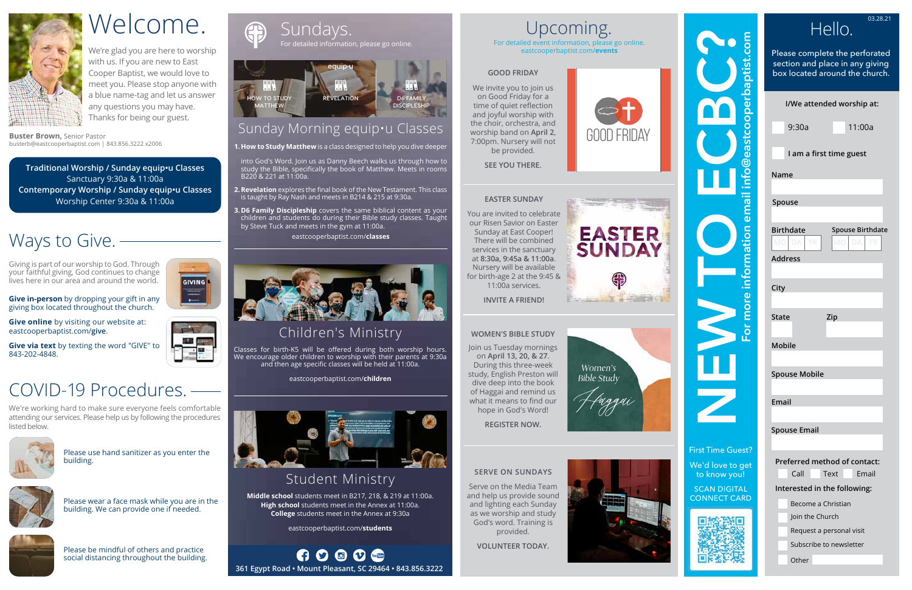# Welcome.

We're glad you are here to worship with us. If you are new to East Cooper Baptist, we would love to meet you. Please stop anyone with a blue name-tag and let us answer any questions you may have. Thanks for being our guest.

**Buster Brown,** Senior Pastor
busterb@eastcooperbaptist.com | 843.856.3222 x2006

**Traditional Worship / Sunday equip•u Classes**
Sanctuary 9:30a & 11:00a
**Contemporary Worship / Sunday equip•u Classes**
Worship Center 9:30a & 11:00a

## Ways to Give.

Giving is part of our worship to God. Through your faithful giving, God continues to change lives here in our area and around the world.

**Give in-person** by dropping your gift in any giving box located throughout the church.

**Give online** by visiting our website at: eastcooperbaptist.com/**give**.

**Give via text** by texting the word "GIVE" to 843-202-4848.

## COVID-19 Procedures.

We're working hard to make sure everyone feels comfortable attending our services. Please help us by following the procedures listed below.

Please use hand sanitizer as you enter the building.

Please wear a face mask while you are in the building. We can provide one if needed.

Please be mindful of others and practice social distancing throughout the building.

# Sundays.

For detailed information, please go online.

equip-u

HOW TO STUDY MATTHEW | REVELATION | D6 FAMILY DISCIPLESHIP

## Sunday Morning equip•u Classes

1. **How to Study Matthew** is a class designed to help you dive deeper into God's Word. Join us as Danny Beech walks us through how to study the Bible, specifically the book of Matthew. Meets in rooms B220 & 221 at 11:00a.
2. **Revelation** explores the final book of the New Testament. This class is taught by Ray Nash and meets in B214 & 215 at 9:30a.
3. **D6 Family Discipleship** covers the same biblical content as your children and students do during their Bible study classes. Taught by Steve Tuck and meets in the gym at 11:00a.

eastcooperbaptist.com/**classes**

## Children's Ministry

Classes for birth-K5 will be offered during both worship hours. We encourage older children to worship with their parents at 9:30a and then age specific classes will be held at 11:00a.

eastcooperbaptist.com/**children**

## Student Ministry

**Middle school** students meet in B217, 218, & 219 at 11:00a.
**High school** students meet in the Annex at 11:00a.
**College** students meet in the Annex at 9:30a

eastcooperbaptist.com/**students**

361 Egypt Road • Mount Pleasant, SC 29464 • 843.856.3222

# Upcoming.

For detailed event information, please go online.
eastcooperbaptist.com/**events**

### GOOD FRIDAY

We invite you to join us on Good Friday for a time of quiet reflection and joyful worship with the choir, orchestra, and worship band on **April 2**, 7:00pm. Nursery will not be provided.

SEE YOU THERE.

GOOD FRIDAY

### EASTER SUNDAY

You are invited to celebrate our Risen Savior on Easter Sunday at East Cooper! There will be combined services in the sanctuary at **8:30a, 9:45a & 11:00a**. Nursery will be available for birth-age 2 at the 9:45 & 11:00a services.

INVITE A FRIEND!

EASTER SUNDAY

### WOMEN'S BIBLE STUDY

Join us Tuesday mornings on **April 13, 20, & 27**. During this three-week study, English Preston will dive deep into the book of Haggai and remind us what it means to find our hope in God's Word!

REGISTER NOW.

Women's Bible Study — Haggai

### SERVE ON SUNDAYS

Serve on the Media Team and help us provide sound and lighting each Sunday as we worship and study God's word. Training is provided.

VOLUNTEER TODAY.

# NEW TO ECBC?

For more information email info@eastcooperbaptist.com

First Time Guest?
We'd love to get to know you!
SCAN DIGITAL CONNECT CARD

# Hello.

03.28.21

Please complete the perforated section and place in any giving box located around the church.

I/We attended worship at:

☐ 9:30a ☐ 11:00a

☐ I am a first time guest

Name

Spouse

Birthdate MO DA YR — Spouse Birthdate MO DA YR

Address

City

State — Zip

Mobile

Spouse Mobile

Email

Spouse Email

Preferred method of contact:
☐ Call ☐ Text ☐ Email

Interested in the following:
☐ Become a Christian
☐ Join the Church
☐ Request a personal visit
☐ Subscribe to newsletter
☐ Other